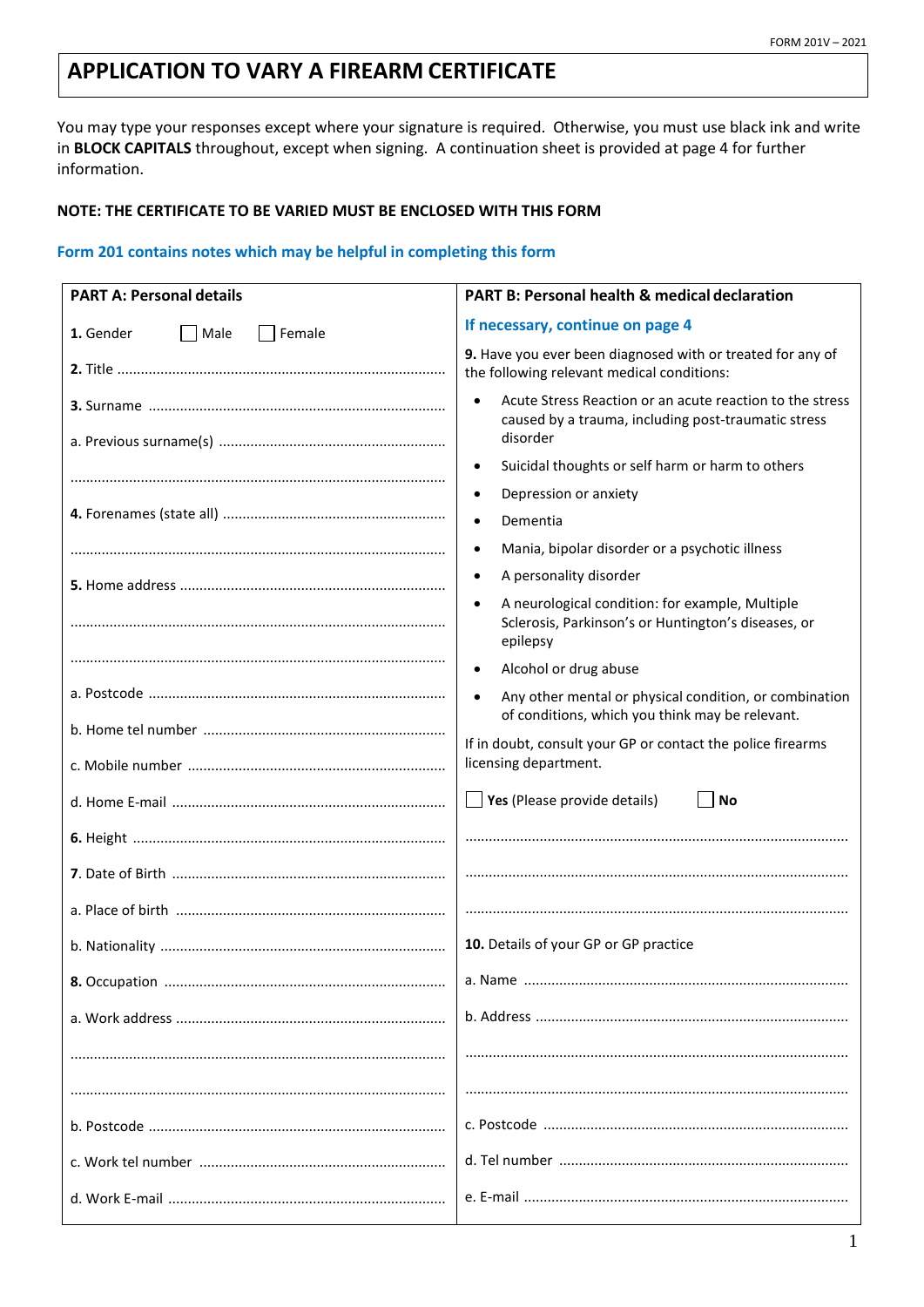FORM 201V – 2021

# APPLICATION TO VARY A FIREARM CERTIFICATE

You may type your responses except where your signature is required. Otherwise, you must use black ink and write in **BLOCK CAPITALS** throughout, except when signing. A continuation sheet is provided at page 4 for further information.

**NOTE: THE CERTIFICATE TO BE VARIED MUST BE ENCLOSED WITH THIS FORM**

**Form 201 contains notes which may be helpful in completing this form**

## PART A: Personal details

**1.** Gender ☐ Male ☐ Female

**2.** Title ...............................................................................

**3.** Surname ...............................................................................

a. Previous surname(s) ...............................................................................

...............................................................................

**4.** Forenames (state all) ...............................................................................

...............................................................................

**5.** Home address ...............................................................................

...............................................................................

...............................................................................

a. Postcode ...............................................................................

b. Home tel number ...............................................................................

c. Mobile number ...............................................................................

d. Home E-mail ...............................................................................

**6.** Height ...............................................................................

**7.** Date of Birth ...............................................................................

a. Place of birth ...............................................................................

b. Nationality ...............................................................................

**8.** Occupation ...............................................................................

a. Work address ...............................................................................

...............................................................................

...............................................................................

b. Postcode ...............................................................................

c. Work tel number ...............................................................................

d. Work E-mail ...............................................................................

## PART B: Personal health & medical declaration

**If necessary, continue on page 4**

**9.** Have you ever been diagnosed with or treated for any of the following relevant medical conditions:

- Acute Stress Reaction or an acute reaction to the stress caused by a trauma, including post-traumatic stress disorder
- Suicidal thoughts or self harm or harm to others
- Depression or anxiety
- Dementia
- Mania, bipolar disorder or a psychotic illness
- A personality disorder
- A neurological condition: for example, Multiple Sclerosis, Parkinson's or Huntington's diseases, or epilepsy
- Alcohol or drug abuse
- Any other mental or physical condition, or combination of conditions, which you think may be relevant.

If in doubt, consult your GP or contact the police firearms licensing department.

☐ **Yes** (Please provide details) ☐ **No**

...............................................................................

...............................................................................

...............................................................................

**10.** Details of your GP or GP practice

a. Name ...............................................................................

b. Address ...............................................................................

...............................................................................

...............................................................................

c. Postcode ...............................................................................

d. Tel number ...............................................................................

e. E-mail ...............................................................................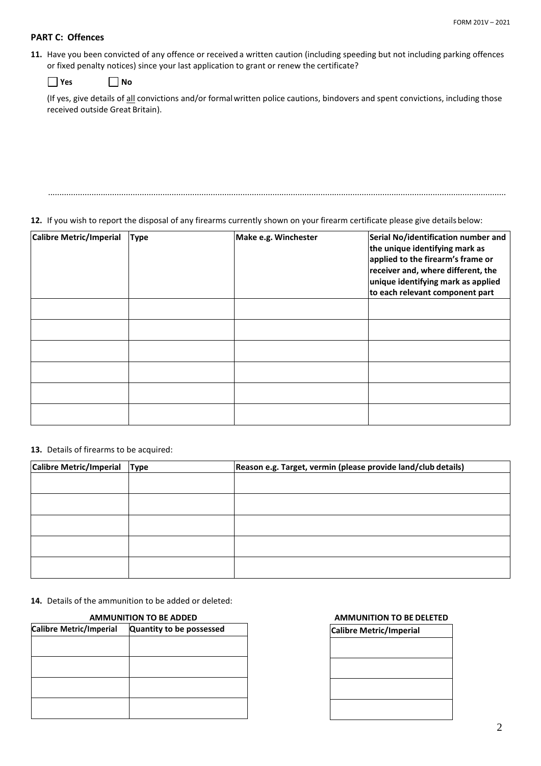## PART C: Offences

**11.** Have you been convicted of any offence or received a written caution (including speeding but not including parking offences or fixed penalty notices) since your last application to grant or renew the certificate?

☐ **Yes** ☐ **No**

(If yes, give details of all convictions and/or formal written police cautions, bindovers and spent convictions, including those received outside Great Britain).

..............................................................................................................................................................................................

**12.** If you wish to report the disposal of any firearms currently shown on your firearm certificate please give details below:

| **Calibre Metric/Imperial** | **Type** | **Make e.g. Winchester** | **Serial No/identification number and the unique identifying mark as applied to the firearm's frame or receiver and, where different, the unique identifying mark as applied to each relevant component part** |
|---|---|---|---|
| | | | |
| | | | |
| | | | |
| | | | |
| | | | |
| | | | |

**13.** Details of firearms to be acquired:

| **Calibre Metric/Imperial** | **Type** | **Reason e.g. Target, vermin (please provide land/club details)** |
|---|---|---|
| | | |
| | | |
| | | |
| | | |
| | | |

**14.** Details of the ammunition to be added or deleted:

**AMMUNITION TO BE ADDED**

| **Calibre Metric/Imperial** | **Quantity to be possessed** |
|---|---|
| | |
| | |
| | |
| | |

**AMMUNITION TO BE DELETED**

| **Calibre Metric/Imperial** |
|---|
| |
| |
| |
| |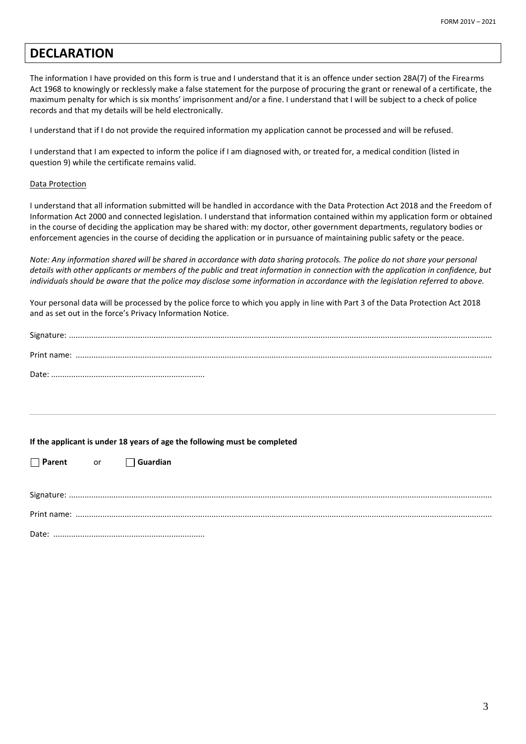## DECLARATION

The information I have provided on this form is true and I understand that it is an offence under section 28A(7) of the Firearms Act 1968 to knowingly or recklessly make a false statement for the purpose of procuring the grant or renewal of a certificate, the maximum penalty for which is six months' imprisonment and/or a fine. I understand that I will be subject to a check of police records and that my details will be held electronically.

I understand that if I do not provide the required information my application cannot be processed and will be refused.

I understand that I am expected to inform the police if I am diagnosed with, or treated for, a medical condition (listed in question 9) while the certificate remains valid.

Data Protection

I understand that all information submitted will be handled in accordance with the Data Protection Act 2018 and the Freedom of Information Act 2000 and connected legislation. I understand that information contained within my application form or obtained in the course of deciding the application may be shared with: my doctor, other government departments, regulatory bodies or enforcement agencies in the course of deciding the application or in pursuance of maintaining public safety or the peace.

*Note: Any information shared will be shared in accordance with data sharing protocols. The police do not share your personal details with other applicants or members of the public and treat information in connection with the application in confidence, but individuals should be aware that the police may disclose some information in accordance with the legislation referred to above.*

Your personal data will be processed by the police force to which you apply in line with Part 3 of the Data Protection Act 2018 and as set out in the force's Privacy Information Notice.

Signature: ..........................................................................................

Print name: ..........................................................................................

Date: ....................................................................

---

**If the applicant is under 18 years of age the following must be completed**

☐ **Parent** or ☐ **Guardian**

Signature: ..........................................................................................

Print name: ..........................................................................................

Date: ....................................................................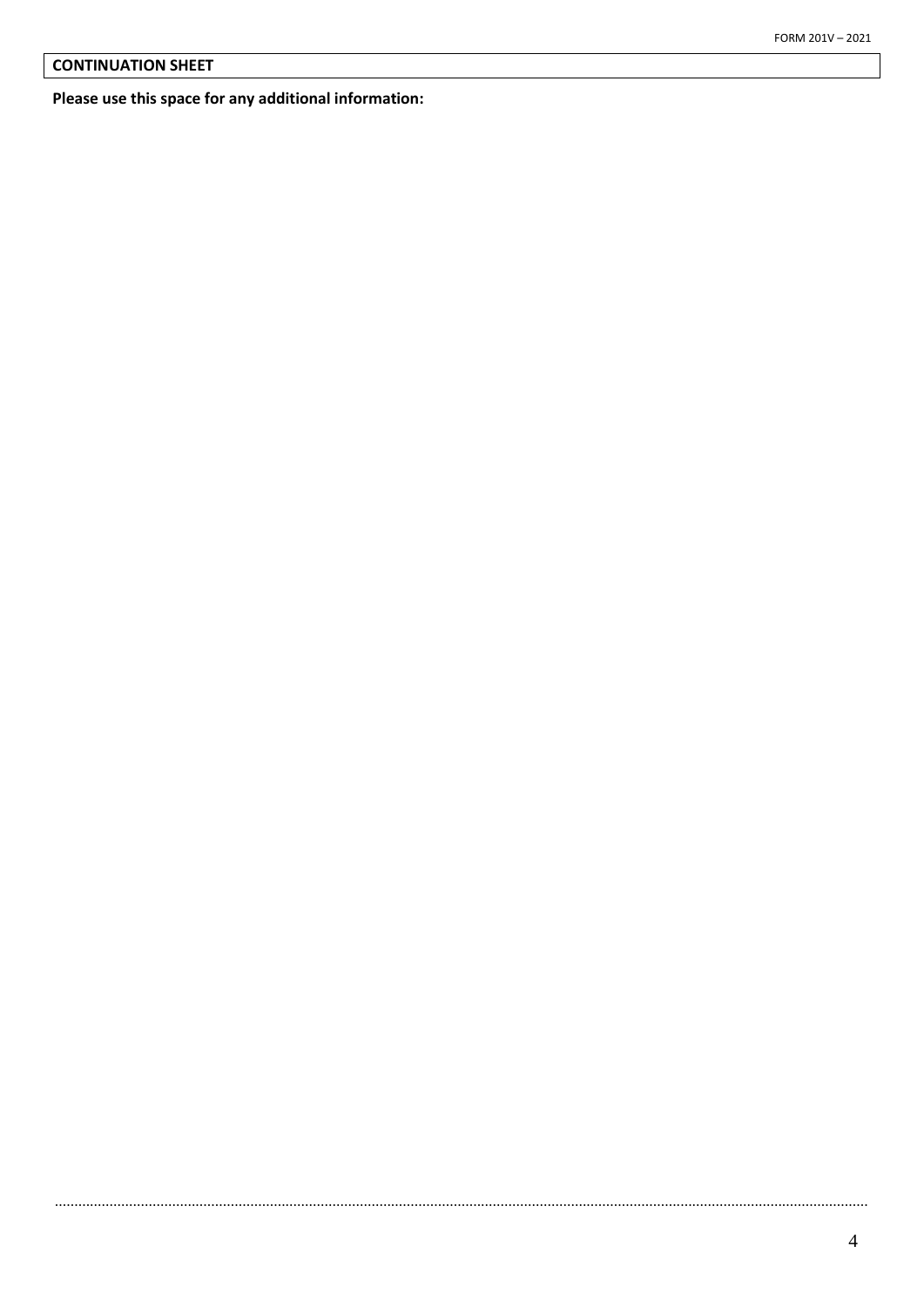## CONTINUATION SHEET

**Please use this space for any additional information:**